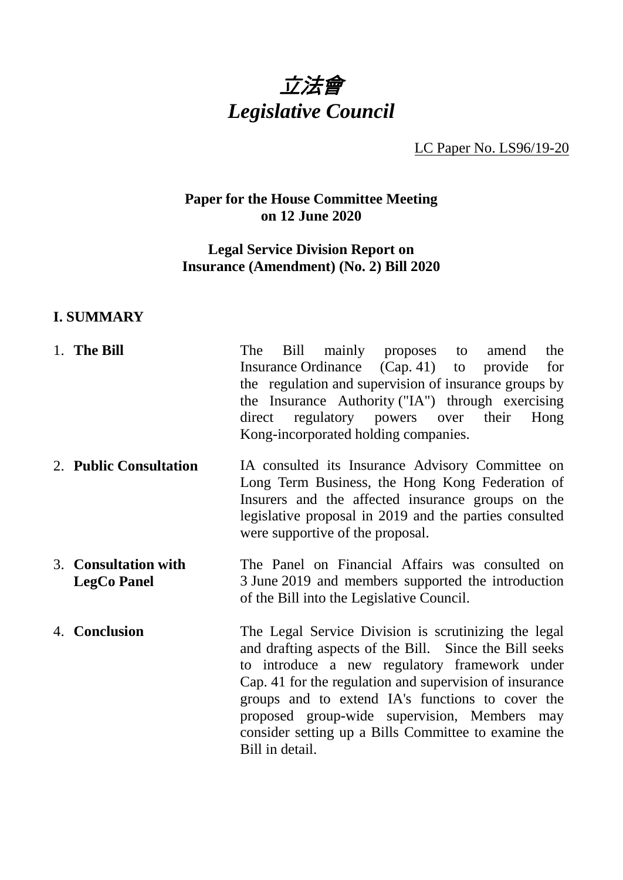# *立法會*
# *Legislative Council*

LC Paper No. LS96/19-20

**Paper for the House Committee Meeting on 12 June 2020**

**Legal Service Division Report on Insurance (Amendment) (No. 2) Bill 2020**

## I. SUMMARY

| | |
|---|---|
| 1. **The Bill** | The Bill mainly proposes to amend the Insurance Ordinance (Cap. 41) to provide for the regulation and supervision of insurance groups by the Insurance Authority ("IA") through exercising direct regulatory powers over their Hong Kong-incorporated holding companies. |
| 2. **Public Consultation** | IA consulted its Insurance Advisory Committee on Long Term Business, the Hong Kong Federation of Insurers and the affected insurance groups on the legislative proposal in 2019 and the parties consulted were supportive of the proposal. |
| 3. **Consultation with LegCo Panel** | The Panel on Financial Affairs was consulted on 3 June 2019 and members supported the introduction of the Bill into the Legislative Council. |
| 4. **Conclusion** | The Legal Service Division is scrutinizing the legal and drafting aspects of the Bill. Since the Bill seeks to introduce a new regulatory framework under Cap. 41 for the regulation and supervision of insurance groups and to extend IA's functions to cover the proposed group-wide supervision, Members may consider setting up a Bills Committee to examine the Bill in detail. |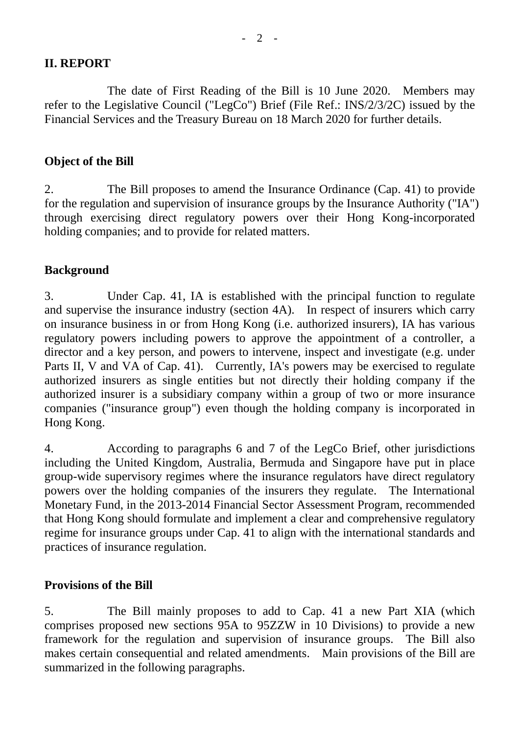## II. REPORT

The date of First Reading of the Bill is 10 June 2020. Members may refer to the Legislative Council ("LegCo") Brief (File Ref.: INS/2/3/2C) issued by the Financial Services and the Treasury Bureau on 18 March 2020 for further details.

### Object of the Bill

2. The Bill proposes to amend the Insurance Ordinance (Cap. 41) to provide for the regulation and supervision of insurance groups by the Insurance Authority ("IA") through exercising direct regulatory powers over their Hong Kong-incorporated holding companies; and to provide for related matters.

### Background

3. Under Cap. 41, IA is established with the principal function to regulate and supervise the insurance industry (section 4A). In respect of insurers which carry on insurance business in or from Hong Kong (i.e. authorized insurers), IA has various regulatory powers including powers to approve the appointment of a controller, a director and a key person, and powers to intervene, inspect and investigate (e.g. under Parts II, V and VA of Cap. 41). Currently, IA's powers may be exercised to regulate authorized insurers as single entities but not directly their holding company if the authorized insurer is a subsidiary company within a group of two or more insurance companies ("insurance group") even though the holding company is incorporated in Hong Kong.

4. According to paragraphs 6 and 7 of the LegCo Brief, other jurisdictions including the United Kingdom, Australia, Bermuda and Singapore have put in place group-wide supervisory regimes where the insurance regulators have direct regulatory powers over the holding companies of the insurers they regulate. The International Monetary Fund, in the 2013-2014 Financial Sector Assessment Program, recommended that Hong Kong should formulate and implement a clear and comprehensive regulatory regime for insurance groups under Cap. 41 to align with the international standards and practices of insurance regulation.

### Provisions of the Bill

5. The Bill mainly proposes to add to Cap. 41 a new Part XIA (which comprises proposed new sections 95A to 95ZZW in 10 Divisions) to provide a new framework for the regulation and supervision of insurance groups. The Bill also makes certain consequential and related amendments. Main provisions of the Bill are summarized in the following paragraphs.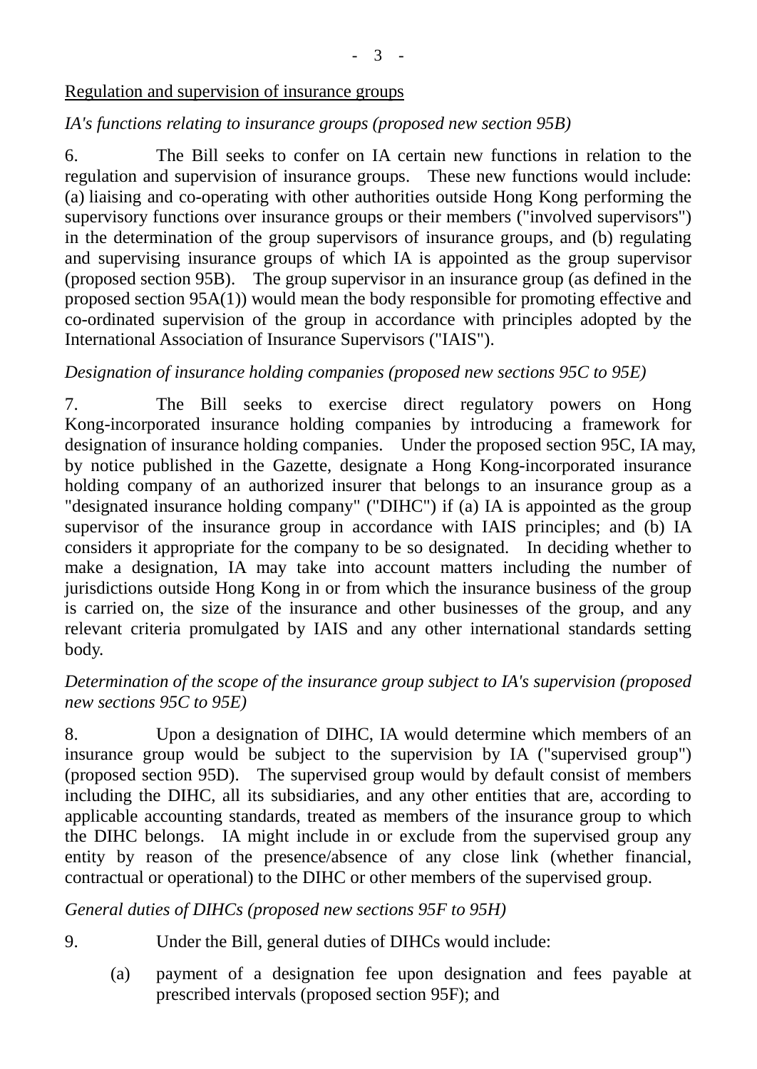Regulation and supervision of insurance groups

*IA's functions relating to insurance groups (proposed new section 95B)*

6. The Bill seeks to confer on IA certain new functions in relation to the regulation and supervision of insurance groups. These new functions would include: (a) liaising and co-operating with other authorities outside Hong Kong performing the supervisory functions over insurance groups or their members ("involved supervisors") in the determination of the group supervisors of insurance groups, and (b) regulating and supervising insurance groups of which IA is appointed as the group supervisor (proposed section 95B). The group supervisor in an insurance group (as defined in the proposed section 95A(1)) would mean the body responsible for promoting effective and co-ordinated supervision of the group in accordance with principles adopted by the International Association of Insurance Supervisors ("IAIS").

*Designation of insurance holding companies (proposed new sections 95C to 95E)*

7. The Bill seeks to exercise direct regulatory powers on Hong Kong-incorporated insurance holding companies by introducing a framework for designation of insurance holding companies. Under the proposed section 95C, IA may, by notice published in the Gazette, designate a Hong Kong-incorporated insurance holding company of an authorized insurer that belongs to an insurance group as a "designated insurance holding company" ("DIHC") if (a) IA is appointed as the group supervisor of the insurance group in accordance with IAIS principles; and (b) IA considers it appropriate for the company to be so designated. In deciding whether to make a designation, IA may take into account matters including the number of jurisdictions outside Hong Kong in or from which the insurance business of the group is carried on, the size of the insurance and other businesses of the group, and any relevant criteria promulgated by IAIS and any other international standards setting body.

*Determination of the scope of the insurance group subject to IA's supervision (proposed new sections 95C to 95E)*

8. Upon a designation of DIHC, IA would determine which members of an insurance group would be subject to the supervision by IA ("supervised group") (proposed section 95D). The supervised group would by default consist of members including the DIHC, all its subsidiaries, and any other entities that are, according to applicable accounting standards, treated as members of the insurance group to which the DIHC belongs. IA might include in or exclude from the supervised group any entity by reason of the presence/absence of any close link (whether financial, contractual or operational) to the DIHC or other members of the supervised group.

*General duties of DIHCs (proposed new sections 95F to 95H)*

9. Under the Bill, general duties of DIHCs would include:

(a) payment of a designation fee upon designation and fees payable at prescribed intervals (proposed section 95F); and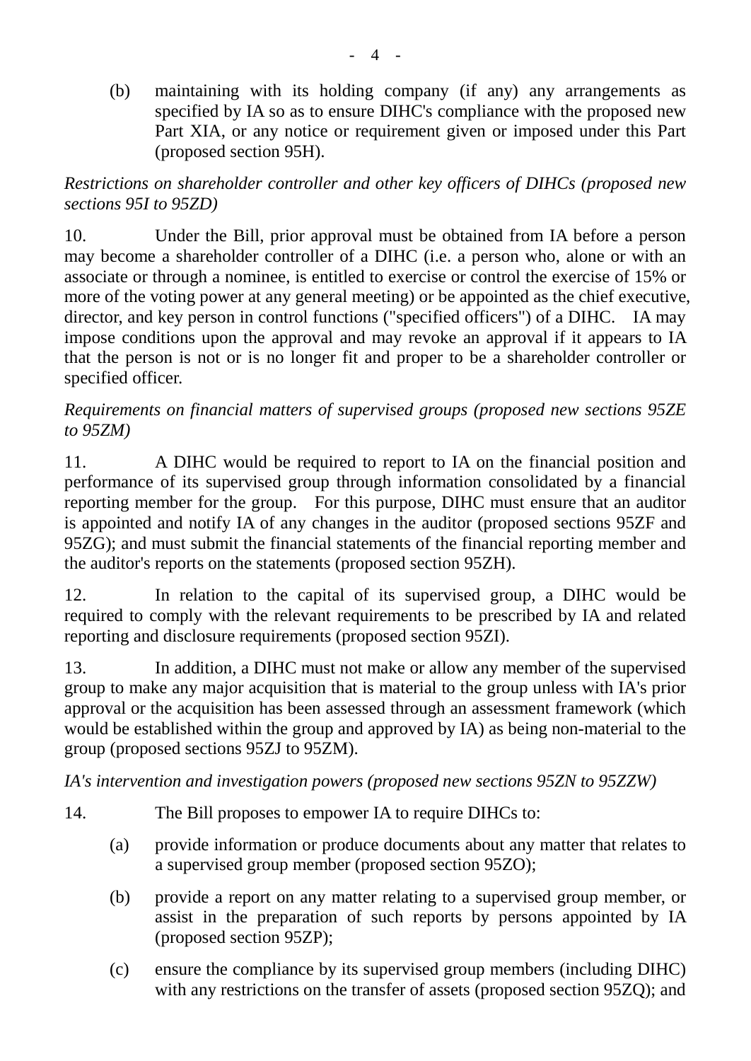(b) maintaining with its holding company (if any) any arrangements as specified by IA so as to ensure DIHC's compliance with the proposed new Part XIA, or any notice or requirement given or imposed under this Part (proposed section 95H).

*Restrictions on shareholder controller and other key officers of DIHCs (proposed new sections 95I to 95ZD)*

10. Under the Bill, prior approval must be obtained from IA before a person may become a shareholder controller of a DIHC (i.e. a person who, alone or with an associate or through a nominee, is entitled to exercise or control the exercise of 15% or more of the voting power at any general meeting) or be appointed as the chief executive, director, and key person in control functions ("specified officers") of a DIHC. IA may impose conditions upon the approval and may revoke an approval if it appears to IA that the person is not or is no longer fit and proper to be a shareholder controller or specified officer.

*Requirements on financial matters of supervised groups (proposed new sections 95ZE to 95ZM)*

11. A DIHC would be required to report to IA on the financial position and performance of its supervised group through information consolidated by a financial reporting member for the group. For this purpose, DIHC must ensure that an auditor is appointed and notify IA of any changes in the auditor (proposed sections 95ZF and 95ZG); and must submit the financial statements of the financial reporting member and the auditor's reports on the statements (proposed section 95ZH).

12. In relation to the capital of its supervised group, a DIHC would be required to comply with the relevant requirements to be prescribed by IA and related reporting and disclosure requirements (proposed section 95ZI).

13. In addition, a DIHC must not make or allow any member of the supervised group to make any major acquisition that is material to the group unless with IA's prior approval or the acquisition has been assessed through an assessment framework (which would be established within the group and approved by IA) as being non-material to the group (proposed sections 95ZJ to 95ZM).

*IA's intervention and investigation powers (proposed new sections 95ZN to 95ZZW)*

14. The Bill proposes to empower IA to require DIHCs to:

(a) provide information or produce documents about any matter that relates to a supervised group member (proposed section 95ZO);

(b) provide a report on any matter relating to a supervised group member, or assist in the preparation of such reports by persons appointed by IA (proposed section 95ZP);

(c) ensure the compliance by its supervised group members (including DIHC) with any restrictions on the transfer of assets (proposed section 95ZQ); and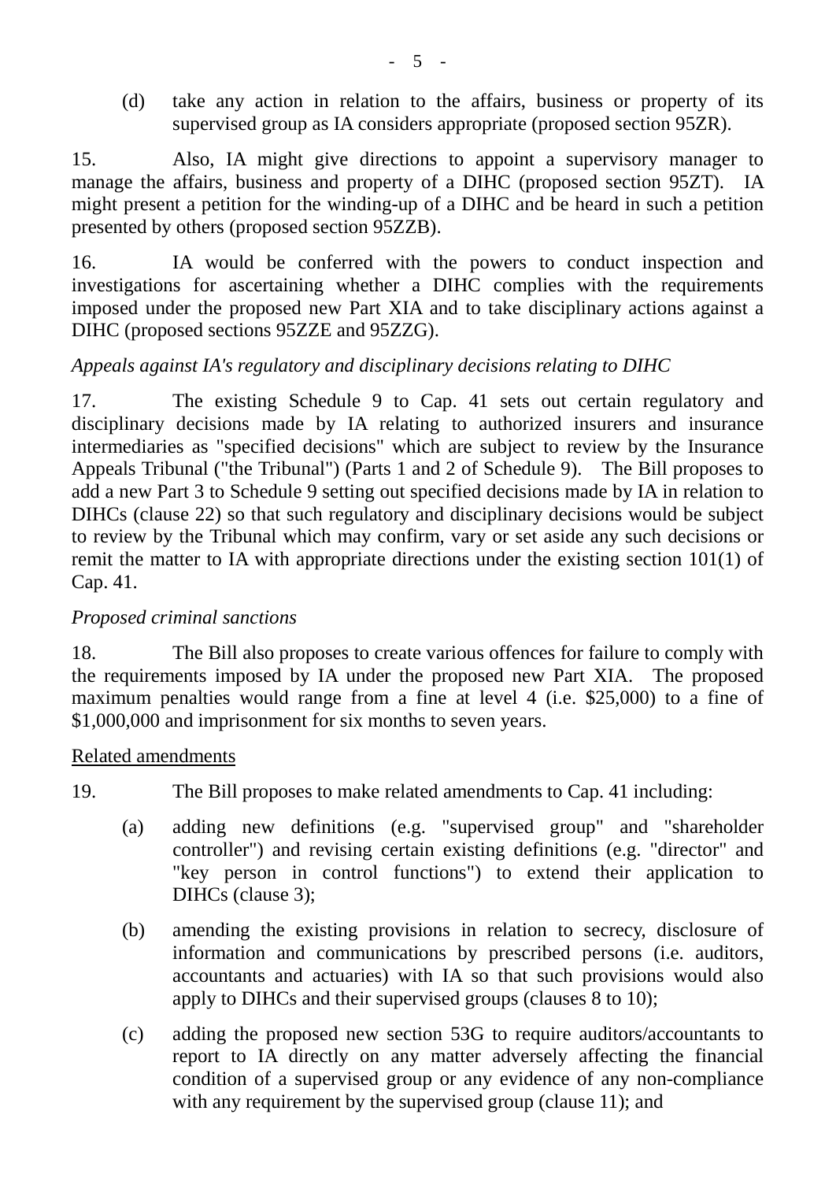(d) take any action in relation to the affairs, business or property of its supervised group as IA considers appropriate (proposed section 95ZR).

15. Also, IA might give directions to appoint a supervisory manager to manage the affairs, business and property of a DIHC (proposed section 95ZT). IA might present a petition for the winding-up of a DIHC and be heard in such a petition presented by others (proposed section 95ZZB).

16. IA would be conferred with the powers to conduct inspection and investigations for ascertaining whether a DIHC complies with the requirements imposed under the proposed new Part XIA and to take disciplinary actions against a DIHC (proposed sections 95ZZE and 95ZZG).

*Appeals against IA's regulatory and disciplinary decisions relating to DIHC*

17. The existing Schedule 9 to Cap. 41 sets out certain regulatory and disciplinary decisions made by IA relating to authorized insurers and insurance intermediaries as "specified decisions" which are subject to review by the Insurance Appeals Tribunal ("the Tribunal") (Parts 1 and 2 of Schedule 9). The Bill proposes to add a new Part 3 to Schedule 9 setting out specified decisions made by IA in relation to DIHCs (clause 22) so that such regulatory and disciplinary decisions would be subject to review by the Tribunal which may confirm, vary or set aside any such decisions or remit the matter to IA with appropriate directions under the existing section 101(1) of Cap. 41.

*Proposed criminal sanctions*

18. The Bill also proposes to create various offences for failure to comply with the requirements imposed by IA under the proposed new Part XIA. The proposed maximum penalties would range from a fine at level 4 (i.e. $25,000) to a fine of $1,000,000 and imprisonment for six months to seven years.

<u>Related amendments</u>

19. The Bill proposes to make related amendments to Cap. 41 including:

(a) adding new definitions (e.g. "supervised group" and "shareholder controller") and revising certain existing definitions (e.g. "director" and "key person in control functions") to extend their application to DIHCs (clause 3);

(b) amending the existing provisions in relation to secrecy, disclosure of information and communications by prescribed persons (i.e. auditors, accountants and actuaries) with IA so that such provisions would also apply to DIHCs and their supervised groups (clauses 8 to 10);

(c) adding the proposed new section 53G to require auditors/accountants to report to IA directly on any matter adversely affecting the financial condition of a supervised group or any evidence of any non-compliance with any requirement by the supervised group (clause 11); and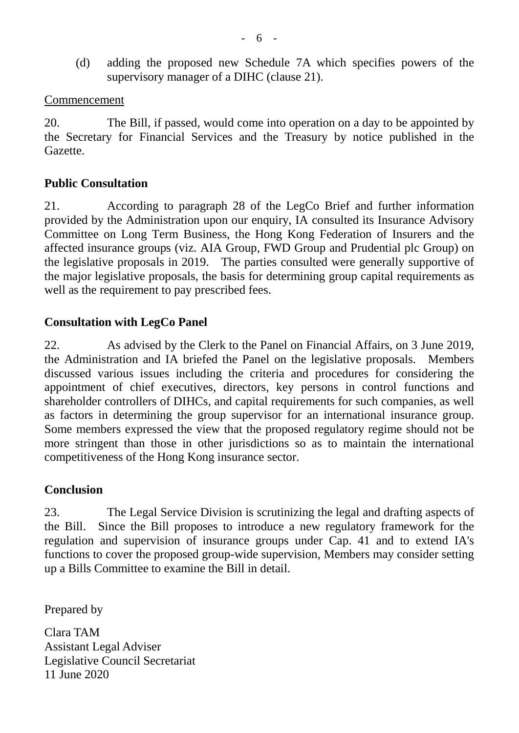(d) adding the proposed new Schedule 7A which specifies powers of the supervisory manager of a DIHC (clause 21).

Commencement

20. The Bill, if passed, would come into operation on a day to be appointed by the Secretary for Financial Services and the Treasury by notice published in the Gazette.

**Public Consultation**

21. According to paragraph 28 of the LegCo Brief and further information provided by the Administration upon our enquiry, IA consulted its Insurance Advisory Committee on Long Term Business, the Hong Kong Federation of Insurers and the affected insurance groups (viz. AIA Group, FWD Group and Prudential plc Group) on the legislative proposals in 2019. The parties consulted were generally supportive of the major legislative proposals, the basis for determining group capital requirements as well as the requirement to pay prescribed fees.

**Consultation with LegCo Panel**

22. As advised by the Clerk to the Panel on Financial Affairs, on 3 June 2019, the Administration and IA briefed the Panel on the legislative proposals. Members discussed various issues including the criteria and procedures for considering the appointment of chief executives, directors, key persons in control functions and shareholder controllers of DIHCs, and capital requirements for such companies, as well as factors in determining the group supervisor for an international insurance group. Some members expressed the view that the proposed regulatory regime should not be more stringent than those in other jurisdictions so as to maintain the international competitiveness of the Hong Kong insurance sector.

**Conclusion**

23. The Legal Service Division is scrutinizing the legal and drafting aspects of the Bill. Since the Bill proposes to introduce a new regulatory framework for the regulation and supervision of insurance groups under Cap. 41 and to extend IA's functions to cover the proposed group-wide supervision, Members may consider setting up a Bills Committee to examine the Bill in detail.

Prepared by

Clara TAM
Assistant Legal Adviser
Legislative Council Secretariat
11 June 2020